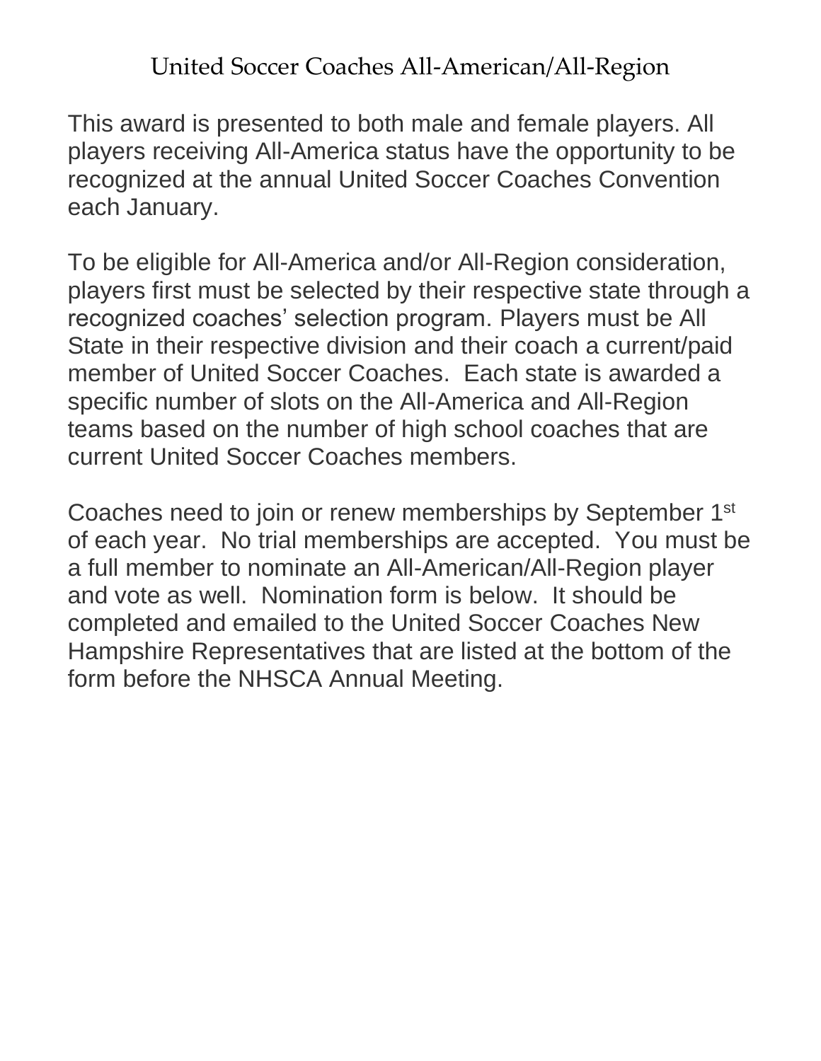# United Soccer Coaches All-American/All-Region

This award is presented to both male and female players. All players receiving All-America status have the opportunity to be recognized at the annual United Soccer Coaches Convention each January.

To be eligible for All-America and/or All-Region consideration, players first must be selected by their respective state through a recognized coaches' selection program. Players must be All State in their respective division and their coach a current/paid member of United Soccer Coaches. Each state is awarded a specific number of slots on the All-America and All-Region teams based on the number of high school coaches that are current United Soccer Coaches members.

Coaches need to join or renew memberships by September 1st of each year. No trial memberships are accepted. You must be a full member to nominate an All-American/All-Region player and vote as well. Nomination form is below. It should be completed and emailed to the United Soccer Coaches New Hampshire Representatives that are listed at the bottom of the form before the NHSCA Annual Meeting.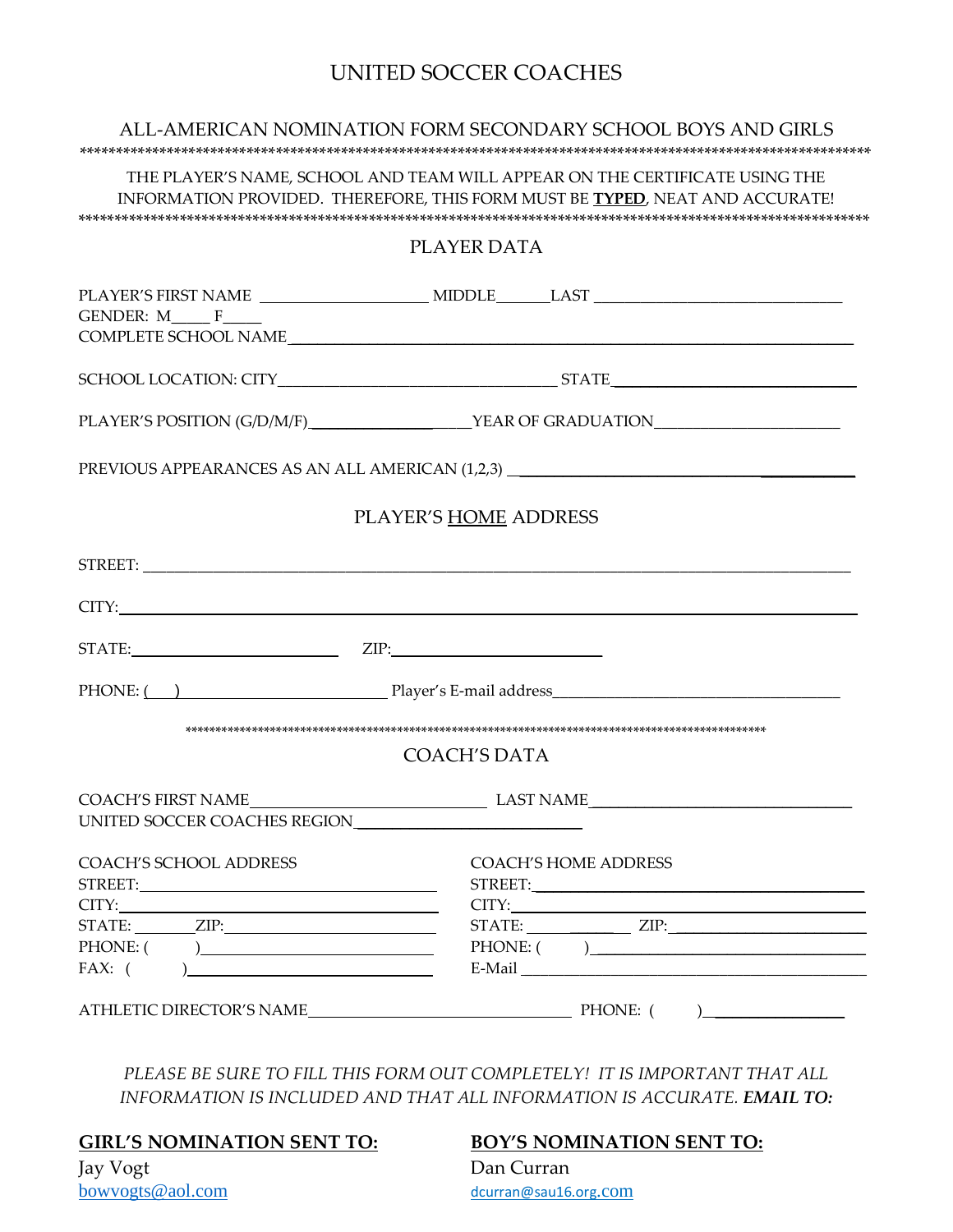# UNITED SOCCER COACHES

## ALL-AMERICAN NOMINATION FORM SECONDARY SCHOOL BOYS AND GIRLS

**********************************************************************************************************************

THE PLAYER'S NAME, SCHOOL AND TEAM WILL APPEAR ON THE CERTIFICATE USING THE INFORMATION PROVIDED. THEREFORE, THIS FORM MUST BE **TYPED**, NEAT AND ACCURATE!

**********************************************************************************************************************

## PLAYER DATA

PLAYER'S FIRST NAME ____________________ MIDDLE______LAST ______________________________

GENDER: M_____ F_____

COMPLETE SCHOOL NAME______________________________________________________________________

SCHOOL LOCATION: CITY__________________________________ STATE______________________________

PLAYER'S POSITION (G/D/M/F)_____________________YEAR OF GRADUATION______________________

PREVIOUS APPEARANCES AS AN ALL AMERICAN (1,2,3) ________________________________________

## PLAYER'S HOME ADDRESS

STREET: _____________________________________________________________________________________

CITY:_______________________________________________________________________________________

STATE:_________________________ ZIP:_________________________

PHONE: (    ) _________________________ Player's E-mail address___________________________________

**********************************************************************************************

## COACH'S DATA

COACH'S FIRST NAME____________________________ LAST NAME_______________________________

UNITED SOCCER COACHES REGION___________________________

COACH'S SCHOOL ADDRESS

STREET:_____________________________________

CITY:_______________________________________

STATE: _______ZIP:___________________________

PHONE: (       )____________________________

FAX: (       )______________________________

COACH'S HOME ADDRESS

STREET:_____________________________________

CITY:_______________________________________

STATE: ____________ ZIP:______________________

PHONE: (       )____________________________

E-Mail ______________________________________

ATHLETIC DIRECTOR'S NAME________________________________ PHONE: (       )________________

*PLEASE BE SURE TO FILL THIS FORM OUT COMPLETELY! IT IS IMPORTANT THAT ALL INFORMATION IS INCLUDED AND THAT ALL INFORMATION IS ACCURATE.* ***EMAIL TO:***

**GIRL'S NOMINATION SENT TO:**

Jay Vogt

bowvogts@aol.com

**BOY'S NOMINATION SENT TO:**

Dan Curran

dcurran@sau16.org.com